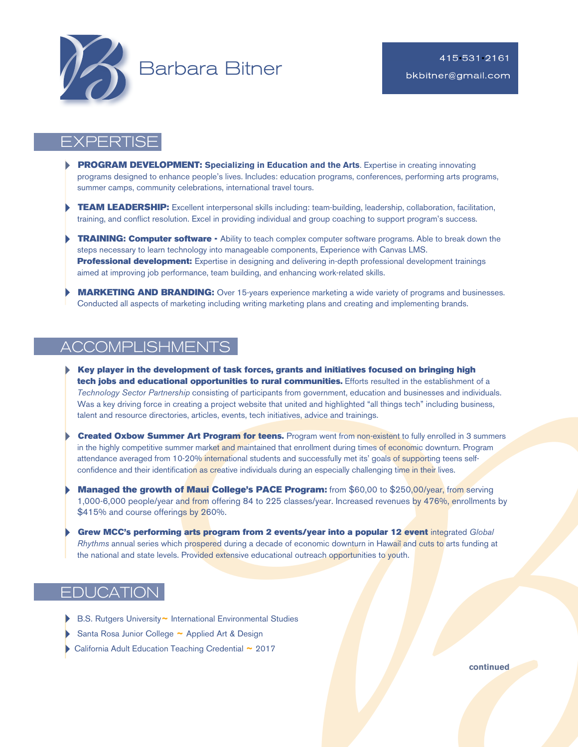# Barbara Bitner

415·531·2161
bkbitner@gmail.com

## EXPERTISE

- **PROGRAM DEVELOPMENT: Specializing in Education and the Arts**. Expertise in creating innovating programs designed to enhance people's lives. Includes: education programs, conferences, performing arts programs, summer camps, community celebrations, international travel tours.
- **TEAM LEADERSHIP:** Excellent interpersonal skills including: team-building, leadership, collaboration, facilitation, training, and conflict resolution. Excel in providing individual and group coaching to support program's success.
- **TRAINING: Computer software -** Ability to teach complex computer software programs. Able to break down the steps necessary to learn technology into manageable components, Experience with Canvas LMS.
  **Professional development:** Expertise in designing and delivering in-depth professional development trainings aimed at improving job performance, team building, and enhancing work-related skills.
- **MARKETING AND BRANDING:** Over 15-years experience marketing a wide variety of programs and businesses. Conducted all aspects of marketing including writing marketing plans and creating and implementing brands.

## ACCOMPLISHMENTS

- **Key player in the development of task forces, grants and initiatives focused on bringing high tech jobs and educational opportunities to rural communities.** Efforts resulted in the establishment of a *Technology Sector Partnership* consisting of participants from government, education and businesses and individuals. Was a key driving force in creating a project website that united and highlighted "all things tech" including business, talent and resource directories, articles, events, tech initiatives, advice and trainings.
- **Created Oxbow Summer Art Program for teens.** Program went from non-existent to fully enrolled in 3 summers in the highly competitive summer market and maintained that enrollment during times of economic downturn. Program attendance averaged from 10-20% international students and successfully met its' goals of supporting teens self-confidence and their identification as creative individuals during an especially challenging time in their lives.
- **Managed the growth of Maui College's PACE Program:** from $60,00 to $250,00/year, from serving 1,000-6,000 people/year and from offering 84 to 225 classes/year. Increased revenues by 476%, enrollments by $415% and course offerings by 260%.
- **Grew MCC's performing arts program from 2 events/year into a popular 12 event** integrated *Global Rhythms* annual series which prospered during a decade of economic downturn in Hawaii and cuts to arts funding at the national and state levels. Provided extensive educational outreach opportunities to youth.

## EDUCATION

- B.S. Rutgers University ~ International Environmental Studies
- Santa Rosa Junior College ~ Applied Art & Design
- California Adult Education Teaching Credential ~ 2017

**continued**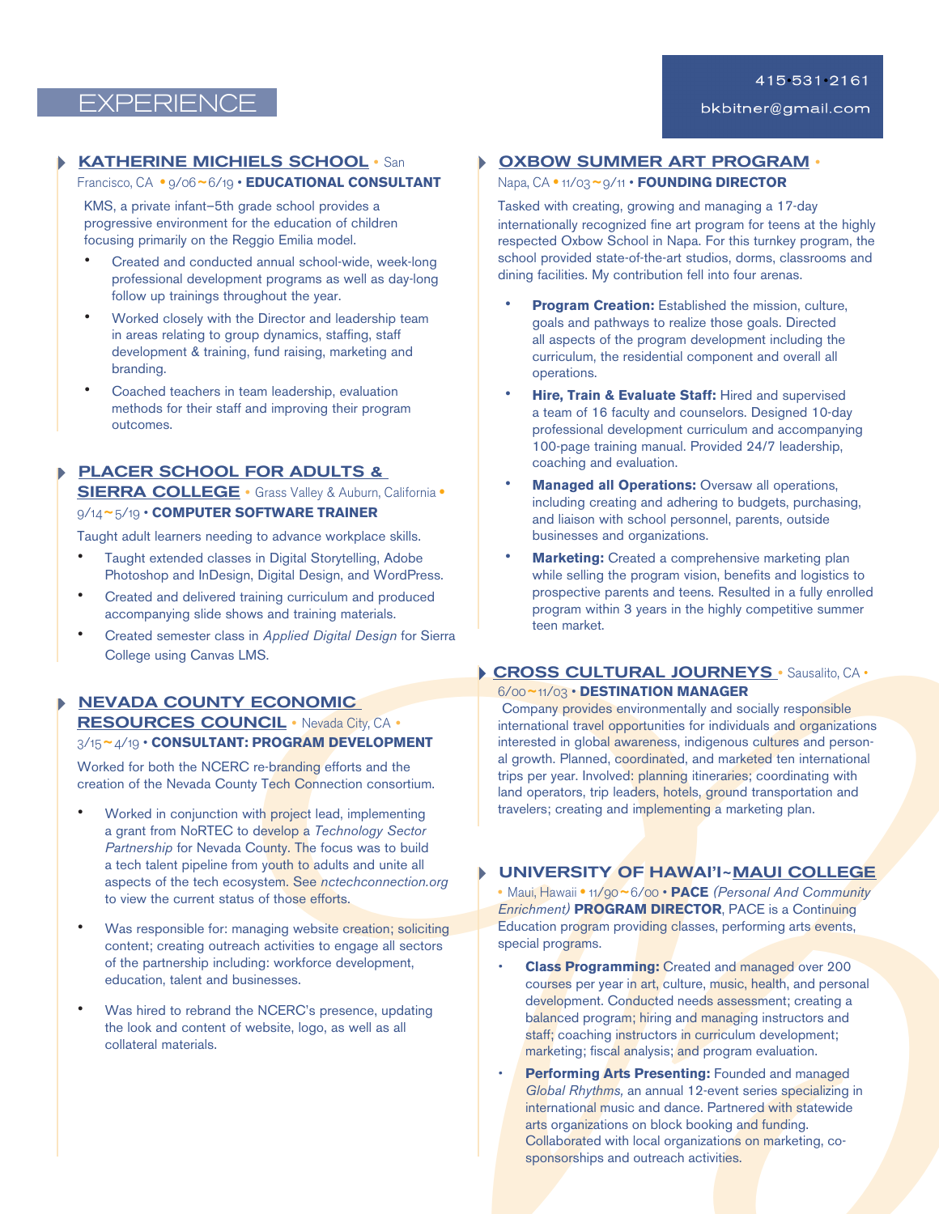415·531·2161
bkbitner@gmail.com

# EXPERIENCE

### KATHERINE MICHIELS SCHOOL • San Francisco, CA • 9/06~6/19 • **EDUCATIONAL CONSULTANT**

KMS, a private infant–5th grade school provides a progressive environment for the education of children focusing primarily on the Reggio Emilia model.

- Created and conducted annual school-wide, week-long professional development programs as well as day-long follow up trainings throughout the year.
- Worked closely with the Director and leadership team in areas relating to group dynamics, staffing, staff development & training, fund raising, marketing and branding.
- Coached teachers in team leadership, evaluation methods for their staff and improving their program outcomes.

### PLACER SCHOOL FOR ADULTS & SIERRA COLLEGE • Grass Valley & Auburn, California • 9/14~5/19 • **COMPUTER SOFTWARE TRAINER**

Taught adult learners needing to advance workplace skills.

- Taught extended classes in Digital Storytelling, Adobe Photoshop and InDesign, Digital Design, and WordPress.
- Created and delivered training curriculum and produced accompanying slide shows and training materials.
- Created semester class in *Applied Digital Design* for Sierra College using Canvas LMS.

### NEVADA COUNTY ECONOMIC RESOURCES COUNCIL • Nevada City, CA • 3/15~4/19 • **CONSULTANT: PROGRAM DEVELOPMENT**

Worked for both the NCERC re-branding efforts and the creation of the Nevada County Tech Connection consortium.

- Worked in conjunction with project lead, implementing a grant from NoRTEC to develop a *Technology Sector Partnership* for Nevada County. The focus was to build a tech talent pipeline from youth to adults and unite all aspects of the tech ecosystem. See *nctechconnection.org* to view the current status of those efforts.
- Was responsible for: managing website creation; soliciting content; creating outreach activities to engage all sectors of the partnership including: workforce development, education, talent and businesses.
- Was hired to rebrand the NCERC's presence, updating the look and content of website, logo, as well as all collateral materials.

### OXBOW SUMMER ART PROGRAM • Napa, CA • 11/03~9/11 • **FOUNDING DIRECTOR**

Tasked with creating, growing and managing a 17-day internationally recognized fine art program for teens at the highly respected Oxbow School in Napa. For this turnkey program, the school provided state-of-the-art studios, dorms, classrooms and dining facilities. My contribution fell into four arenas.

- **Program Creation:** Established the mission, culture, goals and pathways to realize those goals. Directed all aspects of the program development including the curriculum, the residential component and overall all operations.
- **Hire, Train & Evaluate Staff:** Hired and supervised a team of 16 faculty and counselors. Designed 10-day professional development curriculum and accompanying 100-page training manual. Provided 24/7 leadership, coaching and evaluation.
- **Managed all Operations:** Oversaw all operations, including creating and adhering to budgets, purchasing, and liaison with school personnel, parents, outside businesses and organizations.
- **Marketing:** Created a comprehensive marketing plan while selling the program vision, benefits and logistics to prospective parents and teens. Resulted in a fully enrolled program within 3 years in the highly competitive summer teen market.

### CROSS CULTURAL JOURNEYS • Sausalito, CA • 6/00~11/03 • **DESTINATION MANAGER**

Company provides environmentally and socially responsible international travel opportunities for individuals and organizations interested in global awareness, indigenous cultures and personal growth. Planned, coordinated, and marketed ten international trips per year. Involved: planning itineraries; coordinating with land operators, trip leaders, hotels, ground transportation and travelers; creating and implementing a marketing plan.

### UNIVERSITY OF HAWAI'I~MAUI COLLEGE • Maui, Hawaii • 11/90~6/00 • **PACE** *(Personal And Community Enrichment)* **PROGRAM DIRECTOR**, PACE is a Continuing Education program providing classes, performing arts events, special programs.

- **Class Programming:** Created and managed over 200 courses per year in art, culture, music, health, and personal development. Conducted needs assessment; creating a balanced program; hiring and managing instructors and staff; coaching instructors in curriculum development; marketing; fiscal analysis; and program evaluation.
- **Performing Arts Presenting:** Founded and managed *Global Rhythms,* an annual 12-event series specializing in international music and dance. Partnered with statewide arts organizations on block booking and funding. Collaborated with local organizations on marketing, co-sponsorships and outreach activities.